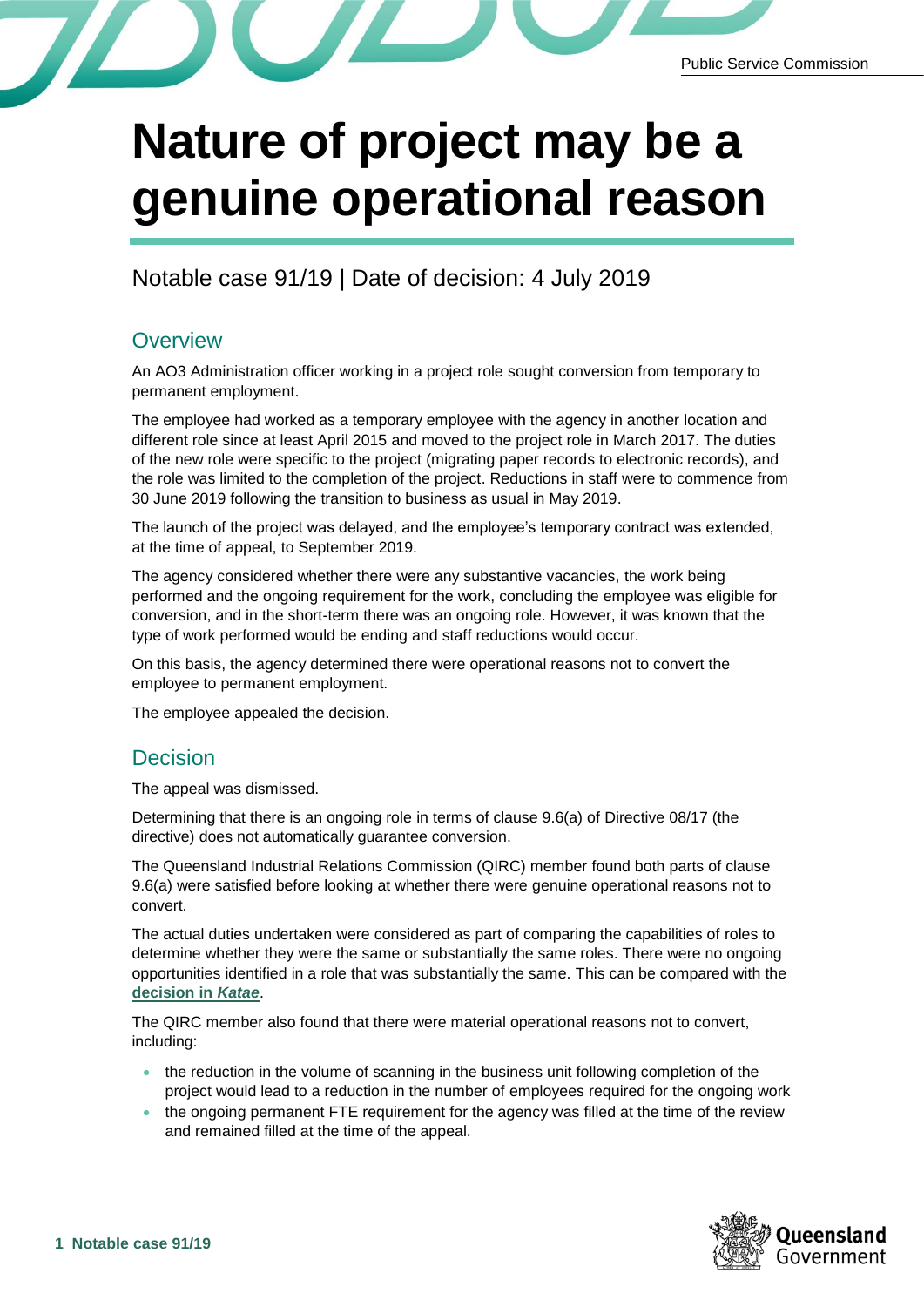# Nature of project may be a genuine operational reason

Notable case 91/19 | Date of decision: 4 July 2019

## Overview

An AO3 Administration officer working in a project role sought conversion from temporary to permanent employment.

The employee had worked as a temporary employee with the agency in another location and different role since at least April 2015 and moved to the project role in March 2017. The duties of the new role were specific to the project (migrating paper records to electronic records), and the role was limited to the completion of the project. Reductions in staff were to commence from 30 June 2019 following the transition to business as usual in May 2019.

The launch of the project was delayed, and the employee's temporary contract was extended, at the time of appeal, to September 2019.

The agency considered whether there were any substantive vacancies, the work being performed and the ongoing requirement for the work, concluding the employee was eligible for conversion, and in the short-term there was an ongoing role. However, it was known that the type of work performed would be ending and staff reductions would occur.

On this basis, the agency determined there were operational reasons not to convert the employee to permanent employment.

The employee appealed the decision.

## Decision

The appeal was dismissed.

Determining that there is an ongoing role in terms of clause 9.6(a) of Directive 08/17 (the directive) does not automatically guarantee conversion.

The Queensland Industrial Relations Commission (QIRC) member found both parts of clause 9.6(a) were satisfied before looking at whether there were genuine operational reasons not to convert.

The actual duties undertaken were considered as part of comparing the capabilities of roles to determine whether they were the same or substantially the same roles. There were no ongoing opportunities identified in a role that was substantially the same. This can be compared with the **decision in *Katae***.

The QIRC member also found that there were material operational reasons not to convert, including:

- the reduction in the volume of scanning in the business unit following completion of the project would lead to a reduction in the number of employees required for the ongoing work
- the ongoing permanent FTE requirement for the agency was filled at the time of the review and remained filled at the time of the appeal.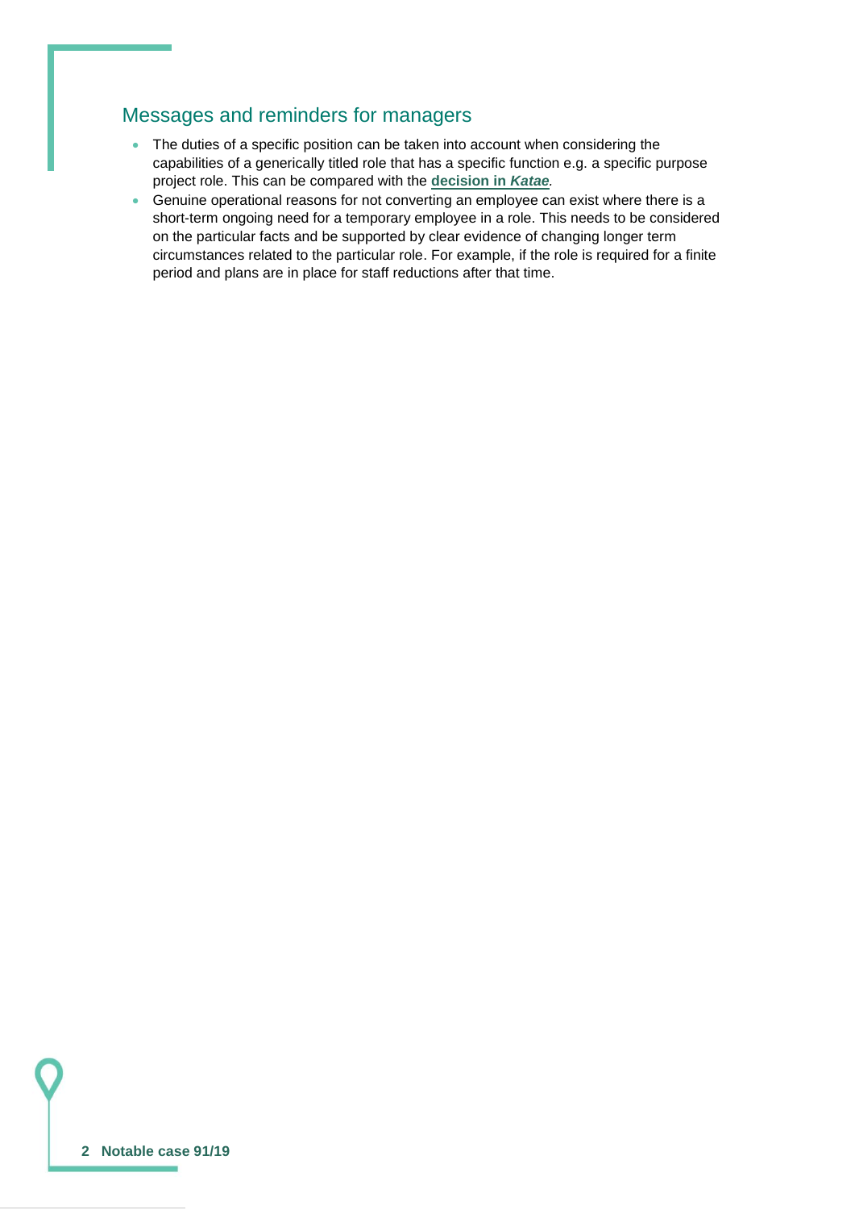## Messages and reminders for managers

- The duties of a specific position can be taken into account when considering the capabilities of a generically titled role that has a specific function e.g. a specific purpose project role. This can be compared with the **decision in *Katae***.
- Genuine operational reasons for not converting an employee can exist where there is a short-term ongoing need for a temporary employee in a role. This needs to be considered on the particular facts and be supported by clear evidence of changing longer term circumstances related to the particular role. For example, if the role is required for a finite period and plans are in place for staff reductions after that time.